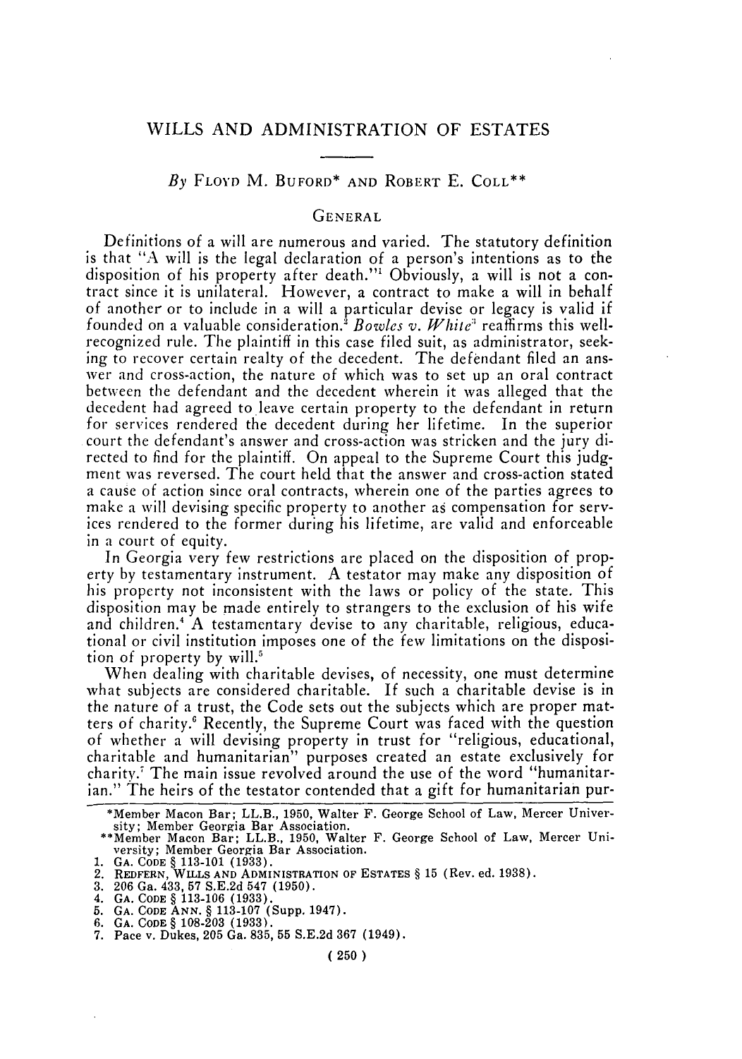# WILLS AND ADMINISTRATION OF ESTATES

*By* FLOYD M. BUFORD* AND ROBERT E. COLL**

## GENERAL

Definitions of a will are numerous and varied. The statutory definition is that "A will is the legal declaration of a person's intentions as to the disposition of his property after death."[1] Obviously, a will is not a contract since it is unilateral. However, a contract to make a will in behalf of another or to include in a will a particular devise or legacy is valid if founded on a valuable consideration.[2] *Bowles v. White*[3] reaffirms this well-recognized rule. The plaintiff in this case filed suit, as administrator, seeking to recover certain realty of the decedent. The defendant filed an answer and cross-action, the nature of which was to set up an oral contract between the defendant and the decedent wherein it was alleged that the decedent had agreed to leave certain property to the defendant in return for services rendered the decedent during her lifetime. In the superior court the defendant's answer and cross-action was stricken and the jury directed to find for the plaintiff. On appeal to the Supreme Court this judgment was reversed. The court held that the answer and cross-action stated a cause of action since oral contracts, wherein one of the parties agrees to make a will devising specific property to another as compensation for services rendered to the former during his lifetime, are valid and enforceable in a court of equity.

In Georgia very few restrictions are placed on the disposition of property by testamentary instrument. A testator may make any disposition of his property not inconsistent with the laws or policy of the state. This disposition may be made entirely to strangers to the exclusion of his wife and children.[4] A testamentary devise to any charitable, religious, educational or civil institution imposes one of the few limitations on the disposition of property by will.[5]

When dealing with charitable devises, of necessity, one must determine what subjects are considered charitable. If such a charitable devise is in the nature of a trust, the Code sets out the subjects which are proper matters of charity.[6] Recently, the Supreme Court was faced with the question of whether a will devising property in trust for "religious, educational, charitable and humanitarian" purposes created an estate exclusively for charity.[7] The main issue revolved around the use of the word "humanitarian." The heirs of the testator contended that a gift for humanitarian pur-

---

*Member Macon Bar; LL.B., 1950, Walter F. George School of Law, Mercer University; Member Georgia Bar Association.

**Member Macon Bar; LL.B., 1950, Walter F. George School of Law, Mercer University; Member Georgia Bar Association.

1. GA. CODE § 113-101 (1933).
2. REDFERN, WILLS AND ADMINISTRATION OF ESTATES § 15 (Rev. ed. 1938).
3. 206 Ga. 433, 57 S.E.2d 547 (1950).
4. GA. CODE § 113-106 (1933).
5. GA. CODE ANN. § 113-107 (Supp. 1947).
6. GA. CODE § 108-203 (1933).
7. Pace v. Dukes, 205 Ga. 835, 55 S.E.2d 367 (1949).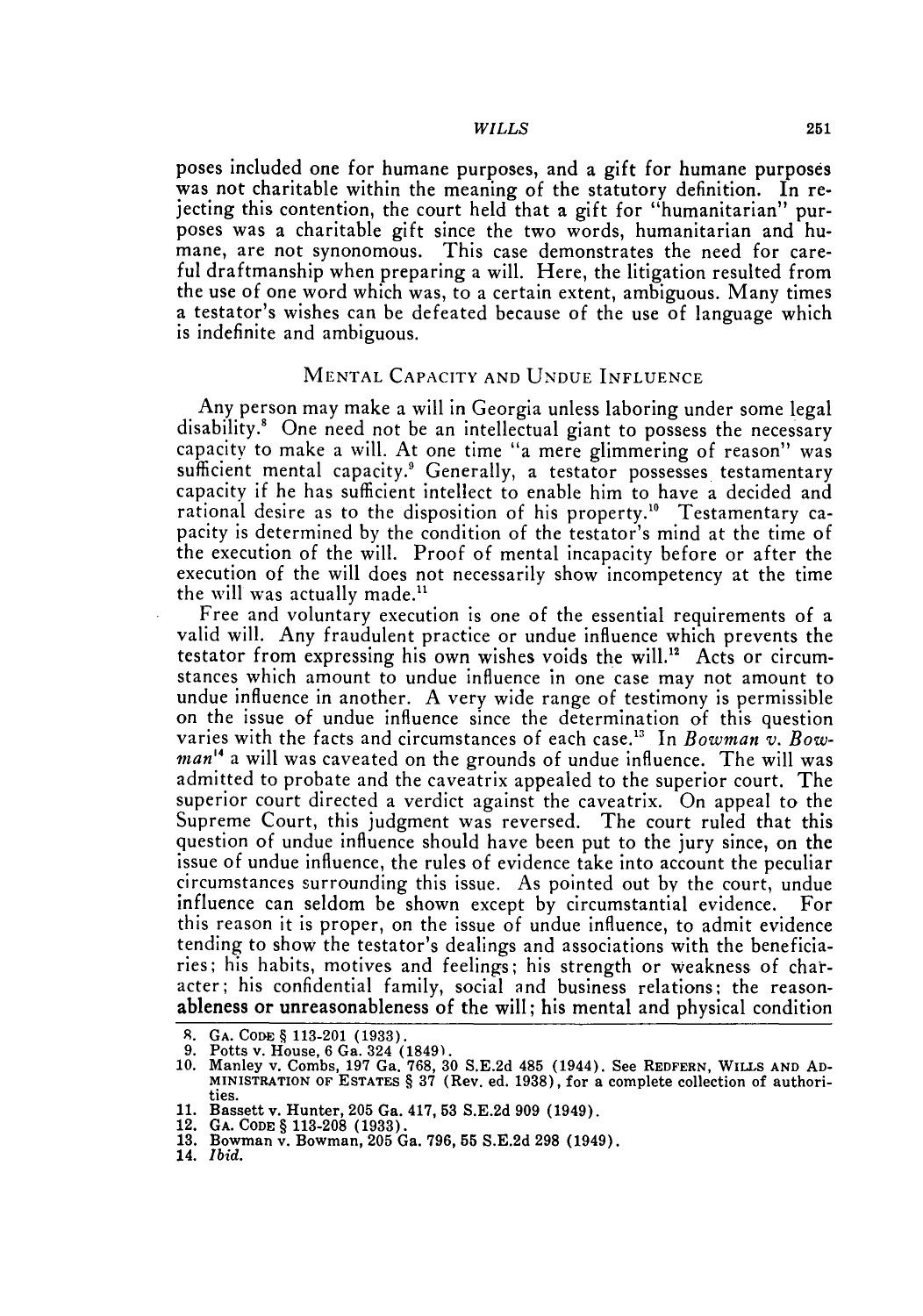poses included one for humane purposes, and a gift for humane purposes was not charitable within the meaning of the statutory definition. In rejecting this contention, the court held that a gift for "humanitarian" purposes was a charitable gift since the two words, humanitarian and humane, are not synonomous. This case demonstrates the need for careful draftmanship when preparing a will. Here, the litigation resulted from the use of one word which was, to a certain extent, ambiguous. Many times a testator's wishes can be defeated because of the use of language which is indefinite and ambiguous.

## Mental Capacity and Undue Influence

Any person may make a will in Georgia unless laboring under some legal disability.[8] One need not be an intellectual giant to possess the necessary capacity to make a will. At one time "a mere glimmering of reason" was sufficient mental capacity.[9] Generally, a testator possesses testamentary capacity if he has sufficient intellect to enable him to have a decided and rational desire as to the disposition of his property.[10] Testamentary capacity is determined by the condition of the testator's mind at the time of the execution of the will. Proof of mental incapacity before or after the execution of the will does not necessarily show incompetency at the time the will was actually made.[11]

Free and voluntary execution is one of the essential requirements of a valid will. Any fraudulent practice or undue influence which prevents the testator from expressing his own wishes voids the will.[12] Acts or circumstances which amount to undue influence in one case may not amount to undue influence in another. A very wide range of testimony is permissible on the issue of undue influence since the determination of this question varies with the facts and circumstances of each case.[13] In *Bowman v. Bowman*[14] a will was caveated on the grounds of undue influence. The will was admitted to probate and the caveatrix appealed to the superior court. The superior court directed a verdict against the caveatrix. On appeal to the Supreme Court, this judgment was reversed. The court ruled that this question of undue influence should have been put to the jury since, on the issue of undue influence, the rules of evidence take into account the peculiar circumstances surrounding this issue. As pointed out by the court, undue influence can seldom be shown except by circumstantial evidence. For this reason it is proper, on the issue of undue influence, to admit evidence tending to show the testator's dealings and associations with the beneficiaries; his habits, motives and feelings; his strength or weakness of character; his confidential family, social and business relations; the reasonableness or unreasonableness of the will; his mental and physical condition

---

8. GA. CODE § 113-201 (1933).
9. Potts v. House, 6 Ga. 324 (1849).
10. Manley v. Combs, 197 Ga. 768, 30 S.E.2d 485 (1944). See REDFERN, WILLS AND ADMINISTRATION OF ESTATES § 37 (Rev. ed. 1938), for a complete collection of authorities.
11. Bassett v. Hunter, 205 Ga. 417, 53 S.E.2d 909 (1949).
12. GA. CODE § 113-208 (1933).
13. Bowman v. Bowman, 205 Ga. 796, 55 S.E.2d 298 (1949).
14. *Ibid.*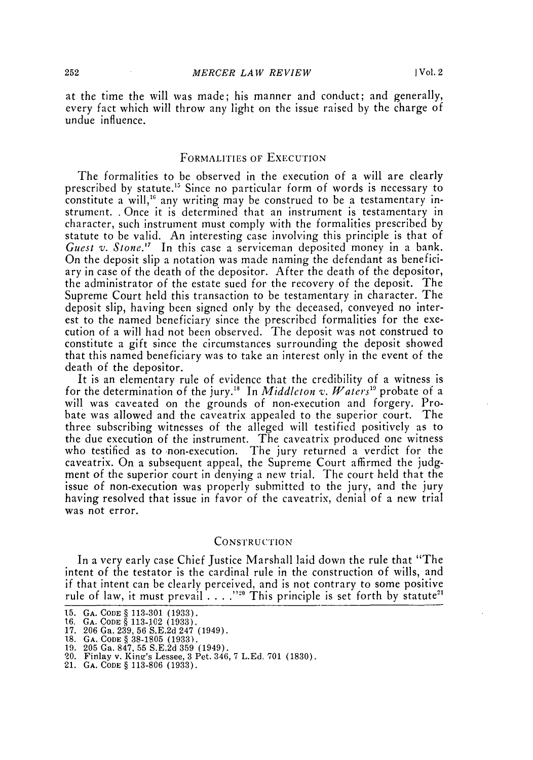at the time the will was made; his manner and conduct; and generally, every fact which will throw any light on the issue raised by the charge of undue influence.

## FORMALITIES OF EXECUTION

The formalities to be observed in the execution of a will are clearly prescribed by statute.[15] Since no particular form of words is necessary to constitute a will,[16] any writing may be construed to be a testamentary instrument. . Once it is determined that an instrument is testamentary in character, such instrument must comply with the formalities prescribed by statute to be valid. An interesting case involving this principle is that of *Guest v. Stone.*[17] In this case a serviceman deposited money in a bank. On the deposit slip a notation was made naming the defendant as beneficiary in case of the death of the depositor. After the death of the depositor, the administrator of the estate sued for the recovery of the deposit. The Supreme Court held this transaction to be testamentary in character. The deposit slip, having been signed only by the deceased, conveyed no interest to the named beneficiary since the prescribed formalities for the execution of a will had not been observed. The deposit was not construed to constitute a gift since the circumstances surrounding the deposit showed that this named beneficiary was to take an interest only in the event of the death of the depositor.

It is an elementary rule of evidence that the credibility of a witness is for the determination of the jury.[18] In *Middleton v. Waters*[19] probate of a will was caveated on the grounds of non-execution and forgery. Probate was allowed and the caveatrix appealed to the superior court. The three subscribing witnesses of the alleged will testified positively as to the due execution of the instrument. The caveatrix produced one witness who testified as to non-execution. The jury returned a verdict for the caveatrix. On a subsequent appeal, the Supreme Court affirmed the judgment of the superior court in denying a new trial. The court held that the issue of non-execution was properly submitted to the jury, and the jury having resolved that issue in favor of the caveatrix, denial of a new trial was not error.

## CONSTRUCTION

In a very early case Chief Justice Marshall laid down the rule that "The intent of the testator is the cardinal rule in the construction of wills, and if that intent can be clearly perceived, and is not contrary to some positive rule of law, it must prevail . . . ."[20] This principle is set forth by statute[21]

15. GA. CODE § 113-301 (1933).
16. GA. CODE § 113-102 (1933).
17. 206 Ga. 239, 56 S.E.2d 247 (1949).
18. GA. CODE § 38-1805 (1933).
19. 205 Ga. 847, 55 S.E.2d 359 (1949).
20. Finlay v. King's Lessee, 3 Pet. 346, 7 L.Ed. 701 (1830).
21. GA. CODE § 113-806 (1933).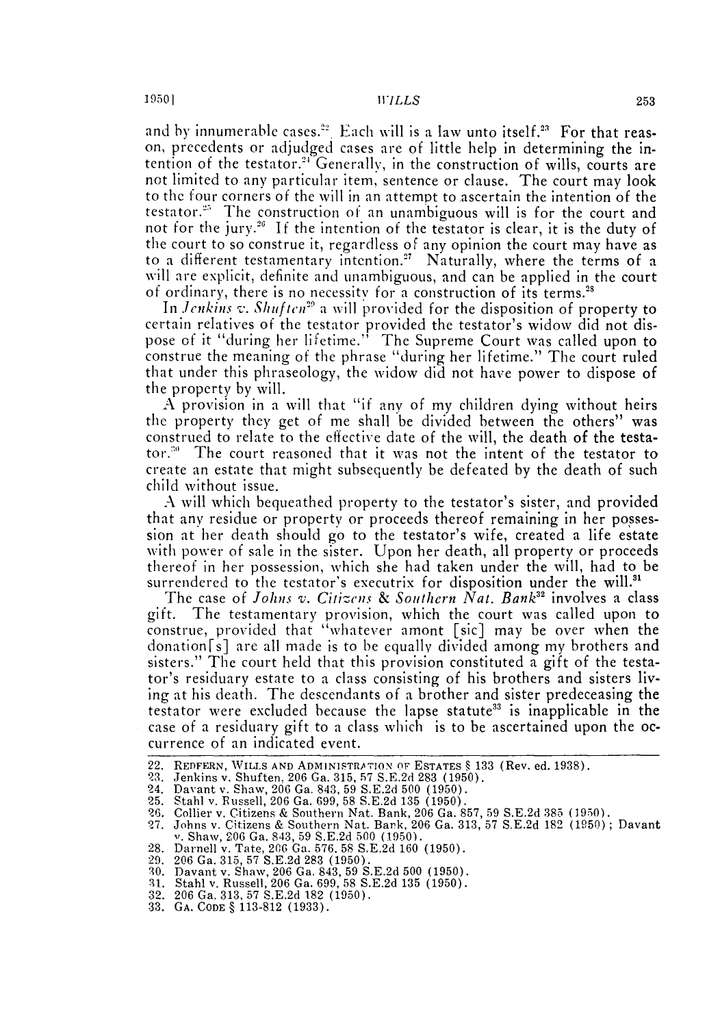and by innumerable cases.[22] Each will is a law unto itself.[23] For that reason, precedents or adjudged cases are of little help in determining the intention of the testator.[24] Generally, in the construction of wills, courts are not limited to any particular item, sentence or clause. The court may look to the four corners of the will in an attempt to ascertain the intention of the testator.[25] The construction of an unambiguous will is for the court and not for the jury.[26] If the intention of the testator is clear, it is the duty of the court to so construe it, regardless of any opinion the court may have as to a different testamentary intention.[27] Naturally, where the terms of a will are explicit, definite and unambiguous, and can be applied in the court of ordinary, there is no necessity for a construction of its terms.[28]

In *Jenkins v. Shuften*[29] a will provided for the disposition of property to certain relatives of the testator provided the testator's widow did not dispose of it "during her lifetime." The Supreme Court was called upon to construe the meaning of the phrase "during her lifetime." The court ruled that under this phraseology, the widow did not have power to dispose of the property by will.

A provision in a will that "if any of my children dying without heirs the property they get of me shall be divided between the others" was construed to relate to the effective date of the will, the death of the testator.[30] The court reasoned that it was not the intent of the testator to create an estate that might subsequently be defeated by the death of such child without issue.

A will which bequeathed property to the testator's sister, and provided that any residue or property or proceeds thereof remaining in her possession at her death should go to the testator's wife, created a life estate with power of sale in the sister. Upon her death, all property or proceeds thereof in her possession, which she had taken under the will, had to be surrendered to the testator's executrix for disposition under the will.[31]

The case of *Johns v. Citizens & Southern Nat. Bank*[32] involves a class gift. The testamentary provision, which the court was called upon to construe, provided that "whatever amont [sic] may be over when the donation[s] are all made is to be equally divided among my brothers and sisters." The court held that this provision constituted a gift of the testator's residuary estate to a class consisting of his brothers and sisters living at his death. The descendants of a brother and sister predeceasing the testator were excluded because the lapse statute[33] is inapplicable in the case of a residuary gift to a class which is to be ascertained upon the occurrence of an indicated event.

---

22. REDFERN, WILLS AND ADMINISTRATION OF ESTATES § 133 (Rev. ed. 1938).
23. Jenkins v. Shuften, 206 Ga. 315, 57 S.E.2d 283 (1950).
24. Davant v. Shaw, 206 Ga. 843, 59 S.E.2d 500 (1950).
25. Stahl v. Russell, 206 Ga. 699, 58 S.E.2d 135 (1950).
26. Collier v. Citizens & Southern Nat. Bank, 206 Ga. 857, 59 S.E.2d 385 (1950).
27. Johns v. Citizens & Southern Nat. Bank, 206 Ga. 313, 57 S.E.2d 182 (1950); Davant v. Shaw, 206 Ga. 843, 59 S.E.2d 500 (1950).
28. Darnell v. Tate, 206 Ga. 576, 58 S.E.2d 160 (1950).
29. 206 Ga. 315, 57 S.E.2d 283 (1950).
30. Davant v. Shaw, 206 Ga. 843, 59 S.E.2d 500 (1950).
31. Stahl v. Russell, 206 Ga. 699, 58 S.E.2d 135 (1950).
32. 206 Ga. 313, 57 S.E.2d 182 (1950).
33. GA. CODE § 113-812 (1933).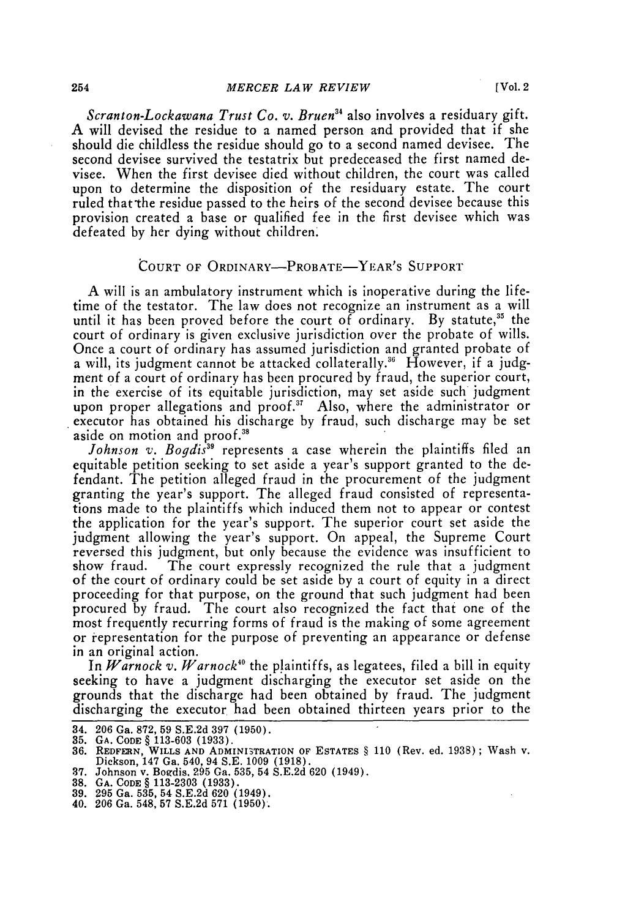*Scranton-Lockawana Trust Co. v. Bruen*[34] also involves a residuary gift. A will devised the residue to a named person and provided that if she should die childless the residue should go to a second named devisee. The second devisee survived the testatrix but predeceased the first named devisee. When the first devisee died without children, the court was called upon to determine the disposition of the residuary estate. The court ruled that the residue passed to the heirs of the second devisee because this provision created a base or qualified fee in the first devisee which was defeated by her dying without children.

## COURT OF ORDINARY—PROBATE—YEAR'S SUPPORT

A will is an ambulatory instrument which is inoperative during the lifetime of the testator. The law does not recognize an instrument as a will until it has been proved before the court of ordinary. By statute,[35] the court of ordinary is given exclusive jurisdiction over the probate of wills. Once a court of ordinary has assumed jurisdiction and granted probate of a will, its judgment cannot be attacked collaterally.[36] However, if a judgment of a court of ordinary has been procured by fraud, the superior court, in the exercise of its equitable jurisdiction, may set aside such judgment upon proper allegations and proof.[37] Also, where the administrator or executor has obtained his discharge by fraud, such discharge may be set aside on motion and proof.[38]

*Johnson v. Bogdis*[39] represents a case wherein the plaintiffs filed an equitable petition seeking to set aside a year's support granted to the defendant. The petition alleged fraud in the procurement of the judgment granting the year's support. The alleged fraud consisted of representations made to the plaintiffs which induced them not to appear or contest the application for the year's support. The superior court set aside the judgment allowing the year's support. On appeal, the Supreme Court reversed this judgment, but only because the evidence was insufficient to show fraud. The court expressly recognized the rule that a judgment of the court of ordinary could be set aside by a court of equity in a direct proceeding for that purpose, on the ground that such judgment had been procured by fraud. The court also recognized the fact that one of the most frequently recurring forms of fraud is the making of some agreement or representation for the purpose of preventing an appearance or defense in an original action.

In *Warnock v. Warnock*[40] the plaintiffs, as legatees, filed a bill in equity seeking to have a judgment discharging the executor set aside on the grounds that the discharge had been obtained by fraud. The judgment discharging the executor had been obtained thirteen years prior to the

---

34. 206 Ga. 872, 59 S.E.2d 397 (1950).
35. GA. CODE § 113-603 (1933).
36. REDFERN, WILLS AND ADMINISTRATION OF ESTATES § 110 (Rev. ed. 1938); Wash v. Dickson, 147 Ga. 540, 94 S.E. 1009 (1918).
37. Johnson v. Bogdis, 295 Ga. 535, 54 S.E.2d 620 (1949).
38. GA. CODE § 113-2303 (1933).
39. 295 Ga. 535, 54 S.E.2d 620 (1949).
40. 206 Ga. 548, 57 S.E.2d 571 (1950).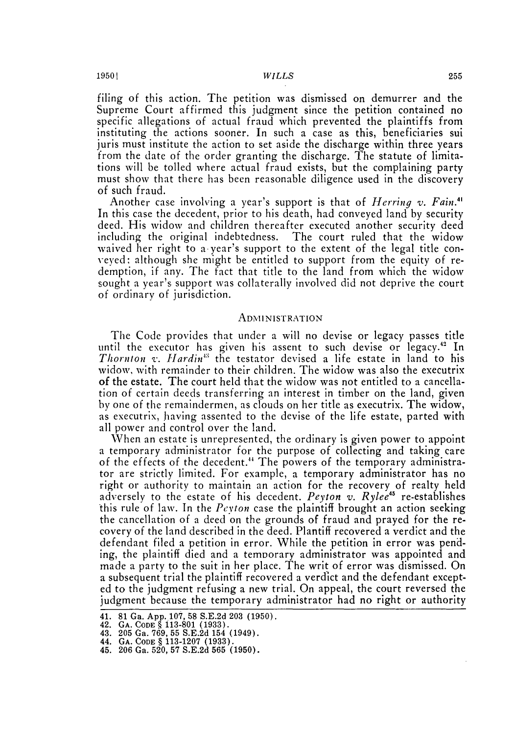filing of this action. The petition was dismissed on demurrer and the Supreme Court affirmed this judgment since the petition contained no specific allegations of actual fraud which prevented the plaintiffs from instituting the actions sooner. In such a case as this, beneficiaries sui juris must institute the action to set aside the discharge within three years from the date of the order granting the discharge. The statute of limitations will be tolled where actual fraud exists, but the complaining party must show that there has been reasonable diligence used in the discovery of such fraud.

Another case involving a year's support is that of *Herring v. Fain*.[41] In this case the decedent, prior to his death, had conveyed land by security deed. His widow and children thereafter executed another security deed including the original indebtedness. The court ruled that the widow waived her right to a year's support to the extent of the legal title conveyed; although she might be entitled to support from the equity of redemption, if any. The fact that title to the land from which the widow sought a year's support was collaterally involved did not deprive the court of ordinary of jurisdiction.

## ADMINISTRATION

The Code provides that under a will no devise or legacy passes title until the executor has given his assent to such devise or legacy.[42] In *Thornton v. Hardin*[43] the testator devised a life estate in land to his widow, with remainder to their children. The widow was also the executrix of the estate. The court held that the widow was not entitled to a cancellation of certain deeds transferring an interest in timber on the land, given by one of the remaindermen, as clouds on her title as executrix. The widow, as executrix, having assented to the devise of the life estate, parted with all power and control over the land.

When an estate is unrepresented, the ordinary is given power to appoint a temporary administrator for the purpose of collecting and taking care of the effects of the decedent.[44] The powers of the temporary administrator are strictly limited. For example, a temporary administrator has no right or authority to maintain an action for the recovery of realty held adversely to the estate of his decedent. *Peyton v. Rylee*[45] re-establishes this rule of law. In the *Peyton* case the plaintiff brought an action seeking the cancellation of a deed on the grounds of fraud and prayed for the recovery of the land described in the deed. Plantiff recovered a verdict and the defendant filed a petition in error. While the petition in error was pending, the plaintiff died and a temporary administrator was appointed and made a party to the suit in her place. The writ of error was dismissed. On a subsequent trial the plaintiff recovered a verdict and the defendant excepted to the judgment refusing a new trial. On appeal, the court reversed the judgment because the temporary administrator had no right or authority

41. 81 Ga. App. 107, 58 S.E.2d 203 (1950).
42. GA. CODE § 113-801 (1933).
43. 205 Ga. 769, 55 S.E.2d 154 (1949).
44. GA. CODE § 113-1207 (1933).
45. 206 Ga. 520, 57 S.E.2d 565 (1950).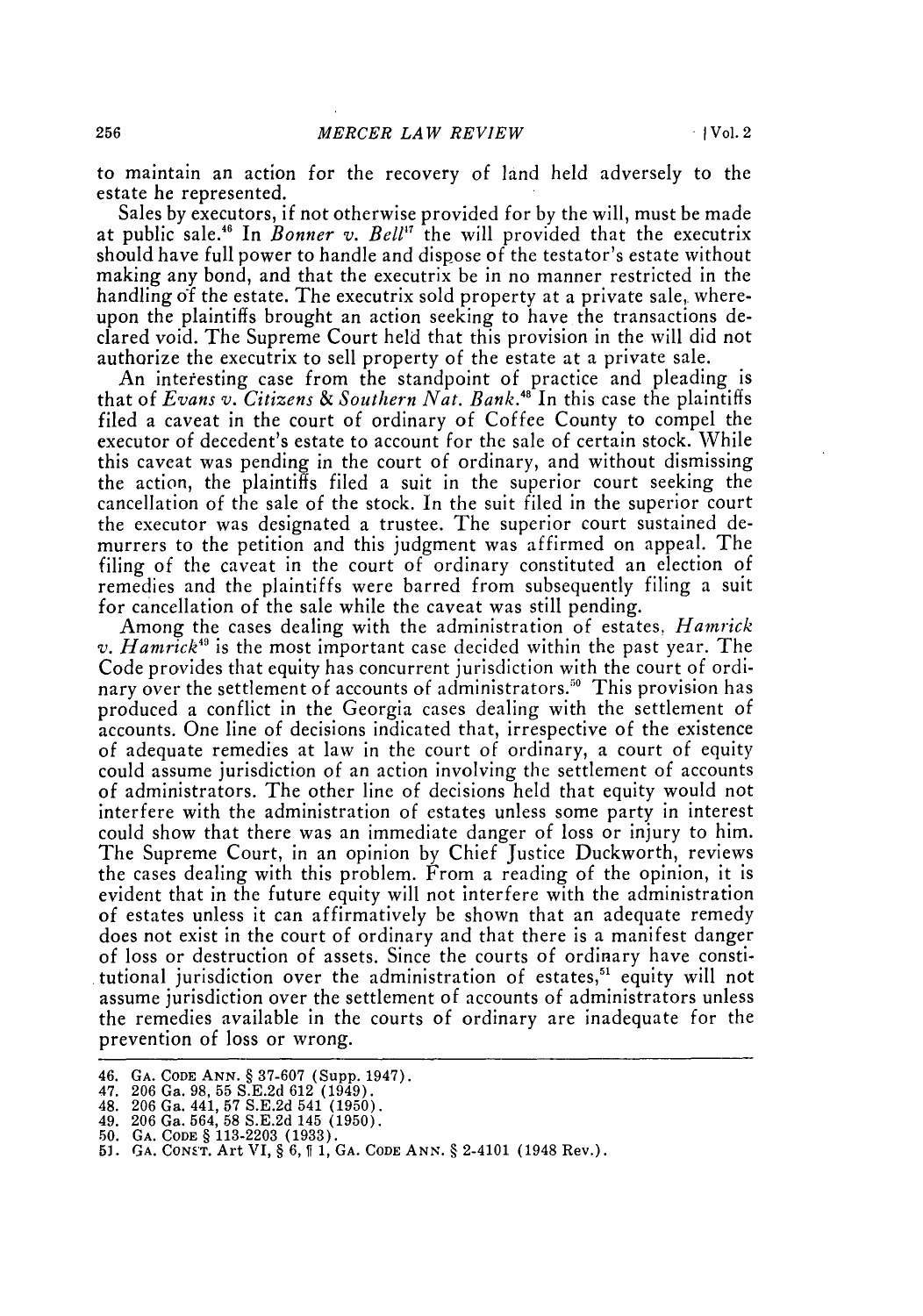to maintain an action for the recovery of land held adversely to the estate he represented.

Sales by executors, if not otherwise provided for by the will, must be made at public sale.[46] In *Bonner v. Bell*[47] the will provided that the executrix should have full power to handle and dispose of the testator's estate without making any bond, and that the executrix be in no manner restricted in the handling of the estate. The executrix sold property at a private sale, whereupon the plaintiffs brought an action seeking to have the transactions declared void. The Supreme Court held that this provision in the will did not authorize the executrix to sell property of the estate at a private sale.

An interesting case from the standpoint of practice and pleading is that of *Evans v. Citizens & Southern Nat. Bank*.[48] In this case the plaintiffs filed a caveat in the court of ordinary of Coffee County to compel the executor of decedent's estate to account for the sale of certain stock. While this caveat was pending in the court of ordinary, and without dismissing the action, the plaintiffs filed a suit in the superior court seeking the cancellation of the sale of the stock. In the suit filed in the superior court the executor was designated a trustee. The superior court sustained demurrers to the petition and this judgment was affirmed on appeal. The filing of the caveat in the court of ordinary constituted an election of remedies and the plaintiffs were barred from subsequently filing a suit for cancellation of the sale while the caveat was still pending.

Among the cases dealing with the administration of estates, *Hamrick v. Hamrick*[49] is the most important case decided within the past year. The Code provides that equity has concurrent jurisdiction with the court of ordinary over the settlement of accounts of administrators.[50] This provision has produced a conflict in the Georgia cases dealing with the settlement of accounts. One line of decisions indicated that, irrespective of the existence of adequate remedies at law in the court of ordinary, a court of equity could assume jurisdiction of an action involving the settlement of accounts of administrators. The other line of decisions held that equity would not interfere with the administration of estates unless some party in interest could show that there was an immediate danger of loss or injury to him. The Supreme Court, in an opinion by Chief Justice Duckworth, reviews the cases dealing with this problem. From a reading of the opinion, it is evident that in the future equity will not interfere with the administration of estates unless it can affirmatively be shown that an adequate remedy does not exist in the court of ordinary and that there is a manifest danger of loss or destruction of assets. Since the courts of ordinary have constitutional jurisdiction over the administration of estates,[51] equity will not assume jurisdiction over the settlement of accounts of administrators unless the remedies available in the courts of ordinary are inadequate for the prevention of loss or wrong.

---

46. GA. CODE ANN. § 37-607 (Supp. 1947).
47. 206 Ga. 98, 55 S.E.2d 612 (1949).
48. 206 Ga. 441, 57 S.E.2d 541 (1950).
49. 206 Ga. 564, 58 S.E.2d 145 (1950).
50. GA. CODE § 113-2203 (1933).
51. GA. CONST. Art VI, § 6, ¶ 1, GA. CODE ANN. § 2-4101 (1948 Rev.).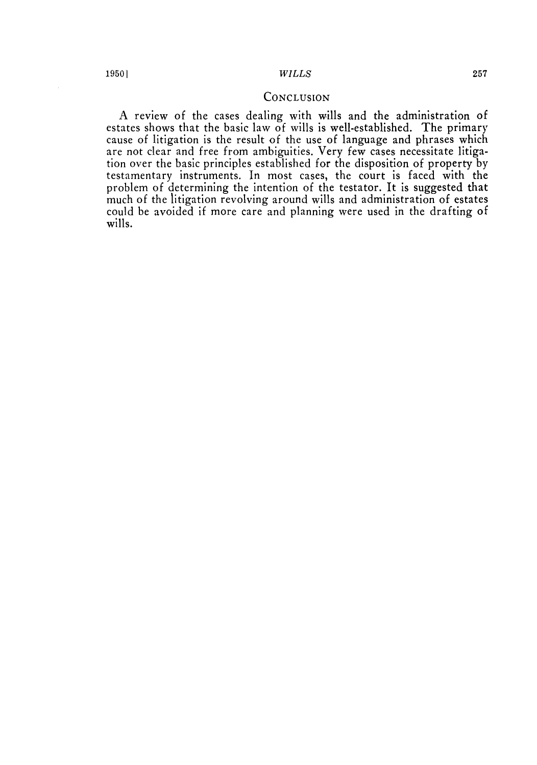## Conclusion

A review of the cases dealing with wills and the administration of estates shows that the basic law of wills is well-established. The primary cause of litigation is the result of the use of language and phrases which are not clear and free from ambiguities. Very few cases necessitate litigation over the basic principles established for the disposition of property by testamentary instruments. In most cases, the court is faced with the problem of determining the intention of the testator. It is suggested that much of the litigation revolving around wills and administration of estates could be avoided if more care and planning were used in the drafting of wills.